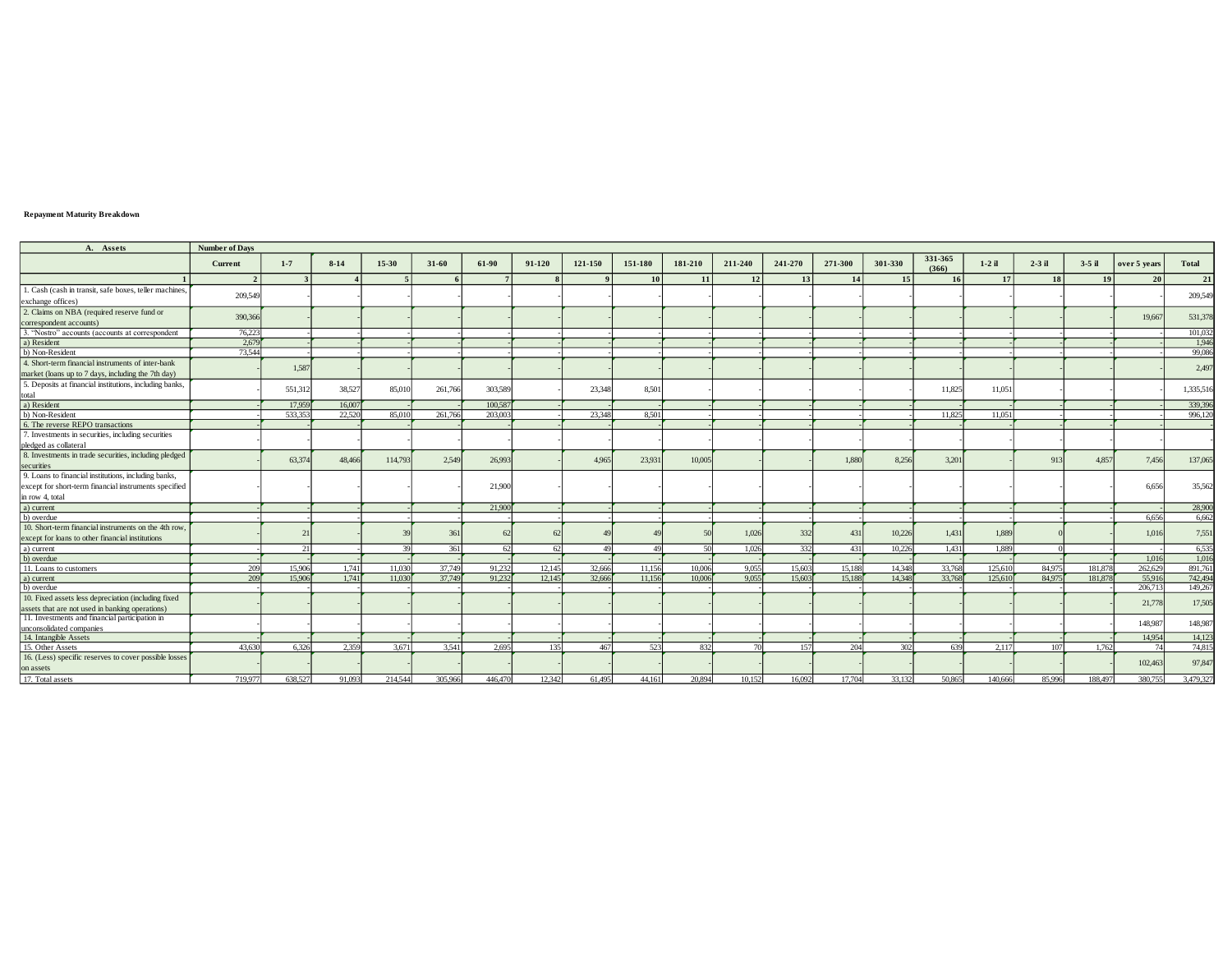**Repayment Maturity Breakdown**

| A. Assets | Number of Days | | | | | | | | | | | | | | | | | | | |
|---|---|---|---|---|---|---|---|---|---|---|---|---|---|---|---|---|---|---|---|---|
| | Current | 1-7 | 8-14 | 15-30 | 31-60 | 61-90 | 91-120 | 121-150 | 151-180 | 181-210 | 211-240 | 241-270 | 271-300 | 301-330 | 331-365 (366) | 1-2 il | 2-3 il | 3-5 il | over 5 years | Total |
| 1 | 2 | 3 | 4 | 5 | 6 | 7 | 8 | 9 | 10 | 11 | 12 | 13 | 14 | 15 | 16 | 17 | 18 | 19 | 20 | 21 |
| 1. Cash (cash in transit, safe boxes, teller machines, exchange offices) | 209,549 | - | - | - | - | - | - | - | - | - | - | - | - | - | - | - | - | - | - | 209,549 |
| 2. Claims on NBA (required reserve fund or correspondent accounts) | 390,366 | - | - | - | - | - | - | - | - | - | - | - | - | - | - | - | - | - | 19,667 | 531,378 |
| 3. "Nostro" accounts (accounts at correspondent | 76,223 | - | - | - | - | - | - | - | - | - | - | - | - | - | - | - | - | - | - | 101,032 |
| a) Resident | 2,679 | - | - | - | - | - | - | - | - | - | - | - | - | - | - | - | - | - | - | 1,946 |
| b) Non-Resident | 73,544 | - | - | - | - | - | - | - | - | - | - | - | - | - | - | - | - | - | - | 99,086 |
| 4. Short-term financial instruments of inter-bank market (loans up to 7 days, including the 7th day) | - | 1,587 | - | - | - | - | - | - | - | - | - | - | - | - | - | - | - | - | - | 2,497 |
| 5. Deposits at financial institutions, including banks, total | - | 551,312 | 38,527 | 85,010 | 261,766 | 303,589 | - | 23,348 | 8,501 | - | - | - | - | - | 11,825 | 11,051 | - | - | - | 1,335,516 |
| a) Resident | - | 17,959 | 16,007 | - | - | 100,587 | - | - | - | - | - | - | - | - | - | - | - | - | - | 339,396 |
| b) Non-Resident | - | 533,353 | 22,520 | 85,010 | 261,766 | 203,003 | - | 23,348 | 8,501 | - | - | - | - | - | 11,825 | 11,051 | - | - | - | 996,120 |
| 6. The reverse REPO transactions | - | - | - | - | - | - | - | - | - | - | - | - | - | - | - | - | - | - | - | - |
| 7. Investments in securities, including securities pledged as collateral | - | - | - | - | - | - | - | - | - | - | - | - | - | - | - | - | - | - | - | - |
| 8. Investments in trade securities, including pledged securities | - | 63,374 | 48,466 | 114,793 | 2,549 | 26,993 | - | 4,965 | 23,931 | 10,005 | - | - | 1,880 | 8,256 | 3,201 | - | 913 | 4,857 | 7,456 | 137,065 |
| 9. Loans to financial institutions, including banks, except for short-term financial instruments specified in row 4, total | - | - | - | - | - | 21,900 | - | - | - | - | - | - | - | - | - | - | - | - | 6,656 | 35,562 |
| a) current | - | - | - | - | - | 21,900 | - | - | - | - | - | - | - | - | - | - | - | - | - | 28,900 |
| b) overdue | - | - | - | - | - | - | - | - | - | - | - | - | - | - | - | - | - | - | 6,656 | 6,662 |
| 10. Short-term financial instruments on the 4th row, except for loans to other financial institutions | - | 21 | - | 39 | 361 | 62 | 62 | 49 | 49 | 50 | 1,026 | 332 | 431 | 10,226 | 1,431 | 1,889 | 0 | - | 1,016 | 7,551 |
| a) current | - | 21 | - | 39 | 361 | 62 | 62 | 49 | 49 | 50 | 1,026 | 332 | 431 | 10,226 | 1,431 | 1,889 | 0 | - | - | 6,535 |
| b) overdue | - | - | - | - | - | - | - | - | - | - | - | - | - | - | - | - | - | - | 1,016 | 1,016 |
| 11. Loans to customers | 209 | 15,906 | 1,741 | 11,030 | 37,749 | 91,232 | 12,145 | 32,666 | 11,156 | 10,006 | 9,055 | 15,603 | 15,188 | 14,348 | 33,768 | 125,610 | 84,975 | 181,878 | 262,629 | 891,761 |
| a) current | 209 | 15,906 | 1,741 | 11,030 | 37,749 | 91,232 | 12,145 | 32,666 | 11,156 | 10,006 | 9,055 | 15,603 | 15,188 | 14,348 | 33,768 | 125,610 | 84,975 | 181,878 | 55,916 | 742,494 |
| b) overdue | - | - | - | - | - | - | - | - | - | - | - | - | - | - | - | - | - | - | 206,713 | 149,267 |
| 10. Fixed assets less depreciation (including fixed assets that are not used in banking operations) | - | - | - | - | - | - | - | - | - | - | - | - | - | - | - | - | - | - | 21,778 | 17,505 |
| 11. Investments and financial participation in unconsolidated companies | - | - | - | - | - | - | - | - | - | - | - | - | - | - | - | - | - | - | 148,987 | 148,987 |
| 14. Intangible Assets | - | - | - | - | - | - | - | - | - | - | - | - | - | - | - | - | - | - | 14,954 | 14,123 |
| 15. Other Assets | 43,630 | 6,326 | 2,359 | 3,671 | 3,541 | 2,695 | 135 | 467 | 523 | 832 | 70 | 157 | 204 | 302 | 639 | 2,117 | 107 | 1,762 | 74 | 74,815 |
| 16. (Less) specific reserves to cover possible losses on assets | - | - | - | - | - | - | - | - | - | - | - | - | - | - | - | - | - | - | 102,463 | 97,847 |
| 17. Total assets | 719,977 | 638,527 | 91,093 | 214,544 | 305,966 | 446,470 | 12,342 | 61,495 | 44,161 | 20,894 | 10,152 | 16,092 | 17,704 | 33,132 | 50,865 | 140,666 | 85,996 | 188,497 | 380,755 | 3,479,327 |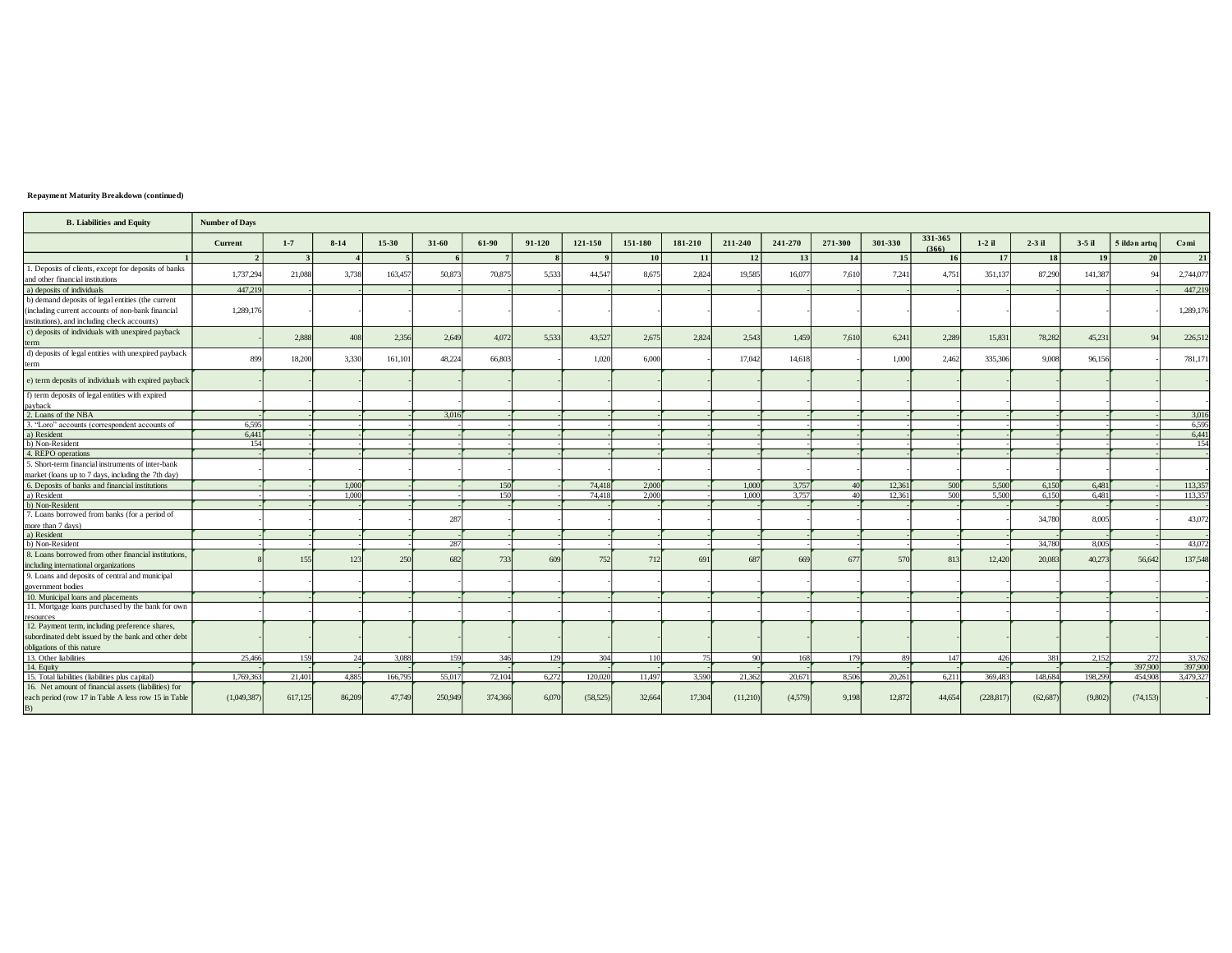**Repayment Maturity Breakdown (continued)**

| B. Liabilities and Equity | Number of Days | | | | | | | | | | | | | | | | | | | |
|---|---|---|---|---|---|---|---|---|---|---|---|---|---|---|---|---|---|---|---|---|
| | Current | 1-7 | 8-14 | 15-30 | 31-60 | 61-90 | 91-120 | 121-150 | 151-180 | 181-210 | 211-240 | 241-270 | 271-300 | 301-330 | 331-365 (366) | 1-2 il | 2-3 il | 3-5 il | 5 ildən artıq | Cəmi |
| 1 | 2 | 3 | 4 | 5 | 6 | 7 | 8 | 9 | 10 | 11 | 12 | 13 | 14 | 15 | 16 | 17 | 18 | 19 | 20 | 21 |
| 1. Deposits of clients, except for deposits of banks and other financial institutions | 1,737,294 | 21,088 | 3,738 | 163,457 | 50,873 | 70,875 | 5,533 | 44,547 | 8,675 | 2,824 | 19,585 | 16,077 | 7,610 | 7,241 | 4,751 | 351,137 | 87,290 | 141,387 | 94 | 2,744,077 |
| a) deposits of individuals | 447,219 | - | - | - | - | - | - | - | - | - | - | - | - | - | - | - | - | - | - | 447,219 |
| b) demand deposits of legal entities (the current (including current accounts of non-bank financial institutions), and including check accounts) | 1,289,176 | - | - | - | - | - | - | - | - | - | - | - | - | - | - | - | - | - | - | 1,289,176 |
| c) deposits of individuals with unexpired payback term | - | 2,888 | 408 | 2,356 | 2,649 | 4,072 | 5,533 | 43,527 | 2,675 | 2,824 | 2,543 | 1,459 | 7,610 | 6,241 | 2,289 | 15,831 | 78,282 | 45,231 | 94 | 226,512 |
| d) deposits of legal entities with unexpired payback term | 899 | 18,200 | 3,330 | 161,101 | 48,224 | 66,803 | - | 1,020 | 6,000 | - | 17,042 | 14,618 | - | 1,000 | 2,462 | 335,306 | 9,008 | 96,156 | - | 781,171 |
| e) term deposits of individuals with expired payback | - | - | - | - | - | - | - | - | - | - | - | - | - | - | - | - | - | - | - | - |
| f) term deposits of legal entities with expired payback | - | - | - | - | - | - | - | - | - | - | - | - | - | - | - | - | - | - | - | - |
| 2. Loans of the NBA | - | - | - | - | 3,016 | - | - | - | - | - | - | - | - | - | - | - | - | - | - | 3,016 |
| 3. "Loro" accounts (correspondent accounts of | 6,595 | - | - | - | - | - | - | - | - | - | - | - | - | - | - | - | - | - | - | 6,595 |
| a) Resident | 6,441 | - | - | - | - | - | - | - | - | - | - | - | - | - | - | - | - | - | - | 6,441 |
| b) Non-Resident | 154 | - | - | - | - | - | - | - | - | - | - | - | - | - | - | - | - | - | - | 154 |
| 4. REPO operations | - | - | - | - | - | - | - | - | - | - | - | - | - | - | - | - | - | - | - | - |
| 5. Short-term financial instruments of inter-bank market (loans up to 7 days, including the 7th day) | - | - | - | - | - | - | - | - | - | - | - | - | - | - | - | - | - | - | - | - |
| 6. Deposits of banks and financial institutions | - | - | 1,000 | - | - | 150 | - | 74,418 | 2,000 | - | 1,000 | 3,757 | 40 | 12,361 | 500 | 5,500 | 6,150 | 6,481 | - | 113,357 |
| a) Resident | - | - | 1,000 | - | - | 150 | - | 74,418 | 2,000 | - | 1,000 | 3,757 | 40 | 12,361 | 500 | 5,500 | 6,150 | 6,481 | - | 113,357 |
| b) Non-Resident | - | - | - | - | - | - | - | - | - | - | - | - | - | - | - | - | - | - | - | - |
| 7. Loans borrowed from banks (for a period of more than 7 days) | - | - | - | - | 287 | - | - | - | - | - | - | - | - | - | - | - | 34,780 | 8,005 | - | 43,072 |
| a) Resident | - | - | - | - | - | - | - | - | - | - | - | - | - | - | - | - | - | - | - | - |
| b) Non-Resident | - | - | - | - | 287 | - | - | - | - | - | - | - | - | - | - | - | 34,780 | 8,005 | - | 43,072 |
| 8. Loans borrowed from other financial institutions, including international organizations | 8 | 155 | 123 | 250 | 682 | 733 | 609 | 752 | 712 | 691 | 687 | 669 | 677 | 570 | 813 | 12,420 | 20,083 | 40,273 | 56,642 | 137,548 |
| 9. Loans and deposits of central and municipal government bodies | - | - | - | - | - | - | - | - | - | - | - | - | - | - | - | - | - | - | - | - |
| 10. Municipal loans and placements | - | - | - | - | - | - | - | - | - | - | - | - | - | - | - | - | - | - | - | - |
| 11. Mortgage loans purchased by the bank for own resources | - | - | - | - | - | - | - | - | - | - | - | - | - | - | - | - | - | - | - | - |
| 12. Payment term, including preference shares, subordinated debt issued by the bank and other debt obligations of this nature | - | - | - | - | - | - | - | - | - | - | - | - | - | - | - | - | - | - | - | - |
| 13. Other liabilities | 25,466 | 159 | 24 | 3,088 | 159 | 346 | 129 | 304 | 110 | 75 | 90 | 168 | 179 | 89 | 147 | 426 | 381 | 2,152 | 272 | 33,762 |
| 14. Equity | - | - | - | - | - | - | - | - | - | - | - | - | - | - | - | - | - | - | 397,900 | 397,900 |
| 15. Total liabilities (liabilities plus capital) | 1,769,363 | 21,401 | 4,885 | 166,795 | 55,017 | 72,104 | 6,272 | 120,020 | 11,497 | 3,590 | 21,362 | 20,671 | 8,506 | 20,261 | 6,211 | 369,483 | 148,684 | 198,299 | 454,908 | 3,479,327 |
| 16. Net amount of financial assets (liabilities) for each period (row 17 in Table A less row 15 in Table B) | (1,049,387) | 617,125 | 86,209 | 47,749 | 250,949 | 374,366 | 6,070 | (58,525) | 32,664 | 17,304 | (11,210) | (4,579) | 9,198 | 12,872 | 44,654 | (228,817) | (62,687) | (9,802) | (74,153) | - |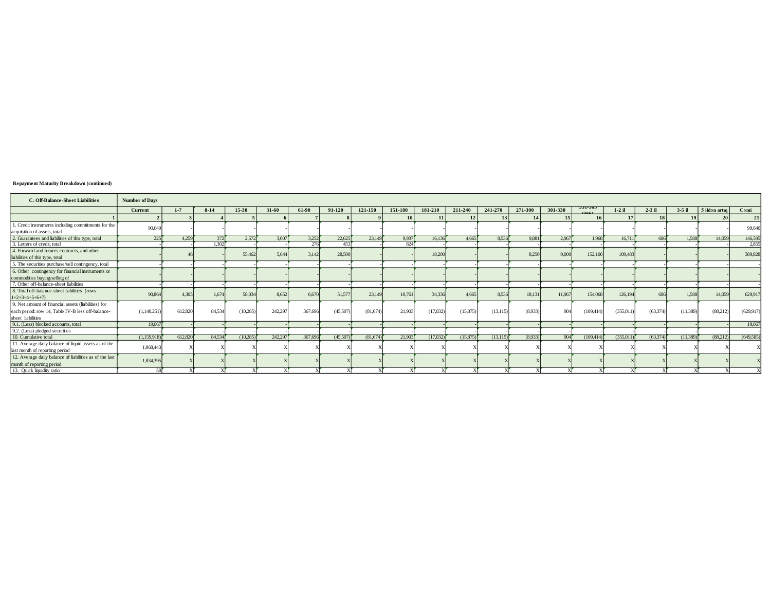**Repayment Maturity Breakdown (continued)**

| C. Off-Balance-Sheet Liabilities | Number of Days | | | | | | | | | | | | | | | | | | | |
|---|---|---|---|---|---|---|---|---|---|---|---|---|---|---|---|---|---|---|---|---|
| | Current | 1-7 | 8-14 | 15-30 | 31-60 | 61-90 | 91-120 | 121-150 | 151-180 | 181-210 | 211-240 | 241-270 | 271-300 | 301-330 | 331-365 (366) | 1-2 il | 2-3 il | 3-5 il | 5 ildən artıq | Cəmi |
| 1 | 2 | 3 | 4 | 5 | 6 | 7 | 8 | 9 | 10 | 11 | 12 | 13 | 14 | 15 | 16 | 17 | 18 | 19 | 20 | 21 |
| 1. Credit instruments including commitments for the acquisition of assets, total | 90,640 | - | - | - | - | - | - | - | - | - | - | - | - | - | - | - | - | - | - | 90,640 |
| 2. Guarantees and liabilities of this type, total | 225 | 4,259 | 372 | 2,572 | 3,007 | 3,252 | 22,625 | 23,149 | 9,937 | 16,136 | 4,665 | 8,536 | 9,881 | 2,967 | 1,968 | 16,711 | 686 | 1,588 | 14,059 | 146,595 |
| 3. Letters of credit, total | - | - | 1,302 | - | - | 276 | 453 | - | 824 | - | - | - | - | - | - | - | - | - | - | 2,855 |
| 4. Forward and futures contracts, and other liabilities of this type, total | - | 46 | - | 55,462 | 5,644 | 3,142 | 28,500 | - | - | 18,200 | - | - | 8,250 | 9,000 | 152,100 | 109,483 | - | - | - | 389,828 |
| 5. The securities purchase/sell contingency, total | - | - | - | - | - | - | - | - | - | - | - | - | - | - | - | - | - | - | - | - |
| 6. Other contingency for financial instruments or commodities buying/selling of | - | - | - | - | - | - | - | - | - | - | - | - | - | - | - | - | - | - | - | - |
| 7. Other off-balance-sheet liabilities | - | - | - | - | - | - | - | - | - | - | - | - | - | - | - | - | - | - | - | - |
| 8. Total off-balance-sheet liabilities (rows 1+2+3+4+5+6+7) | 90,864 | 4,305 | 1,674 | 58,034 | 8,652 | 6,670 | 51,577 | 23,149 | 10,761 | 34,336 | 4,665 | 8,536 | 18,131 | 11,967 | 154,068 | 126,194 | 686 | 1,588 | 14,059 | 629,917 |
| 9. Net amount of financial assets (liabilities) for each period: row 14, Table IV-B less off-balance-sheet liabilities | (1,140,251) | 612,820 | 84,534 | (10,285) | 242,297 | 367,696 | (45,507) | (81,674) | 21,903 | (17,032) | (15,875) | (13,115) | (8,933) | 904 | (109,414) | (355,011) | (63,374) | (11,389) | (88,212) | (629,917) |
| 9.1. (Less) blocked accounts, total | 19,667 | - | - | - | - | - | - | - | - | - | - | - | - | - | - | - | - | - | - | 19,667 |
| 9.2. (Less) pledged securities | - | - | - | - | - | - | - | - | - | - | - | - | - | - | - | - | - | - | - | - |
| 10. Cumulative total | (1,159,918) | 612,820 | 84,534 | (10,285) | 242,297 | 367,696 | (45,507) | (81,674) | 21,903 | (17,032) | (15,875) | (13,115) | (8,933) | 904 | (109,414) | (355,011) | (63,374) | (11,389) | (88,212) | (649,585) |
| 11. Average daily balance of liquid assets as of the last month of reporting period | 1,068,443 | X | X | X | X | X | X | X | X | X | X | X | X | X | X | X | X | X | X | X |
| 12. Average daily balance of liabilities as of the last month of reporting period | 1,834,395 | X | X | X | X | X | X | X | X | X | X | X | X | X | X | X | X | X | X | X |
| 13. Quick liquidity ratio | 58 | X | X | X | X | X | X | X | X | X | X | X | X | X | X | X | X | X | X | X |